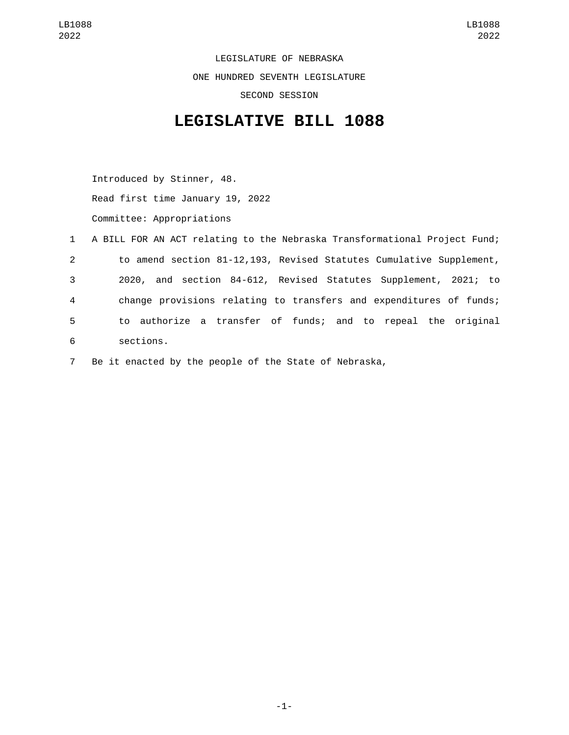LEGISLATURE OF NEBRASKA

ONE HUNDRED SEVENTH LEGISLATURE

SECOND SESSION

# LEGISLATIVE BILL 1088

Introduced by Stinner, 48.

Read first time January 19, 2022

Committee: Appropriations

1 A BILL FOR AN ACT relating to the Nebraska Transformational Project Fund;
2 to amend section 81-12,193, Revised Statutes Cumulative Supplement,
3 2020, and section 84-612, Revised Statutes Supplement, 2021; to
4 change provisions relating to transfers and expenditures of funds;
5 to authorize a transfer of funds; and to repeal the original
6 sections.

7 Be it enacted by the people of the State of Nebraska,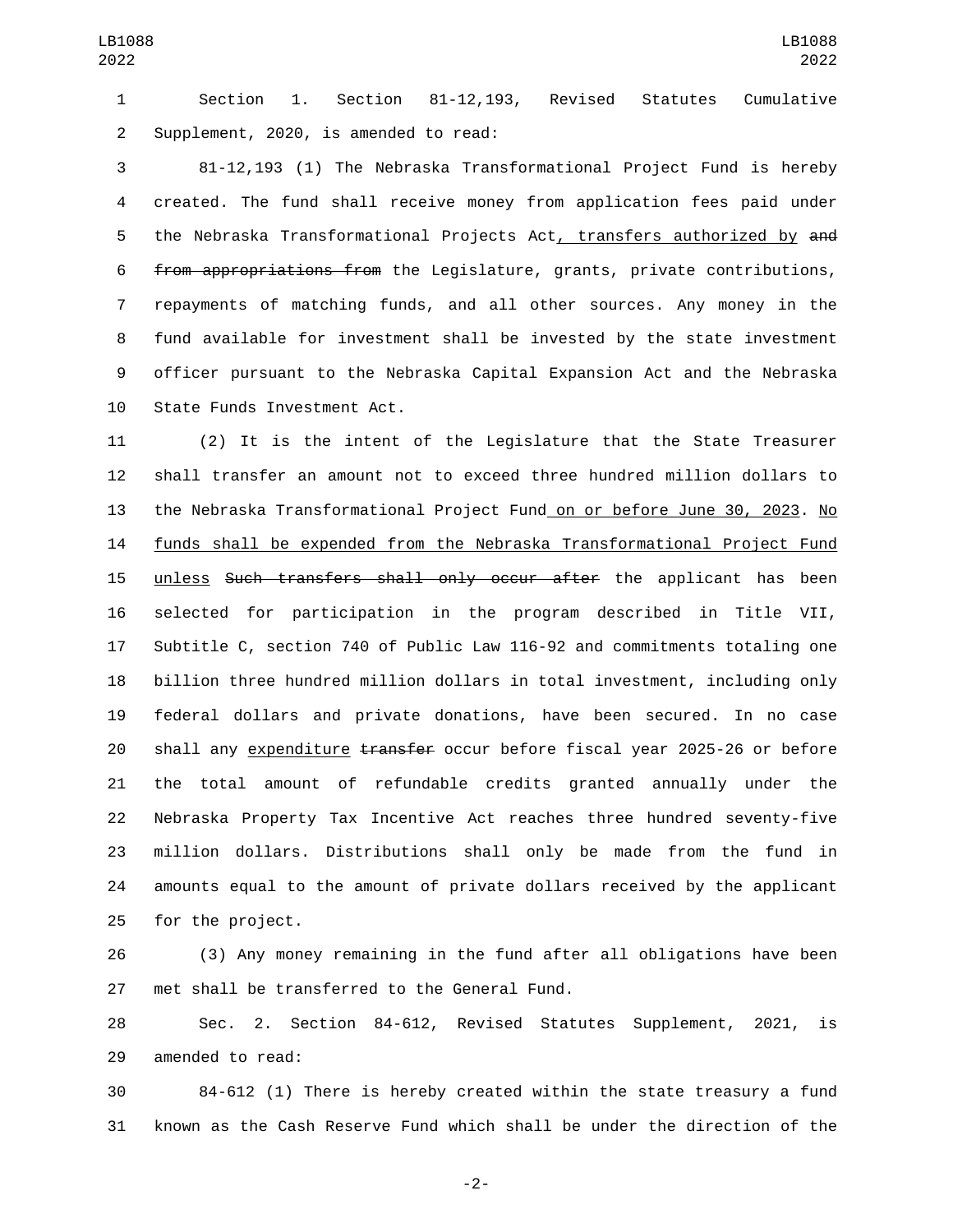Section 1. Section 81-12,193, Revised Statutes Cumulative Supplement, 2020, is amended to read:

81-12,193 (1) The Nebraska Transformational Project Fund is hereby created. The fund shall receive money from application fees paid under the Nebraska Transformational Projects Act, transfers authorized by ~~and from appropriations from~~ the Legislature, grants, private contributions, repayments of matching funds, and all other sources. Any money in the fund available for investment shall be invested by the state investment officer pursuant to the Nebraska Capital Expansion Act and the Nebraska State Funds Investment Act.

(2) It is the intent of the Legislature that the State Treasurer shall transfer an amount not to exceed three hundred million dollars to the Nebraska Transformational Project Fund on or before June 30, 2023. No funds shall be expended from the Nebraska Transformational Project Fund unless ~~Such transfers shall only occur after~~ the applicant has been selected for participation in the program described in Title VII, Subtitle C, section 740 of Public Law 116-92 and commitments totaling one billion three hundred million dollars in total investment, including only federal dollars and private donations, have been secured. In no case shall any expenditure ~~transfer~~ occur before fiscal year 2025-26 or before the total amount of refundable credits granted annually under the Nebraska Property Tax Incentive Act reaches three hundred seventy-five million dollars. Distributions shall only be made from the fund in amounts equal to the amount of private dollars received by the applicant for the project.

(3) Any money remaining in the fund after all obligations have been met shall be transferred to the General Fund.

Sec. 2. Section 84-612, Revised Statutes Supplement, 2021, is amended to read:

84-612 (1) There is hereby created within the state treasury a fund known as the Cash Reserve Fund which shall be under the direction of the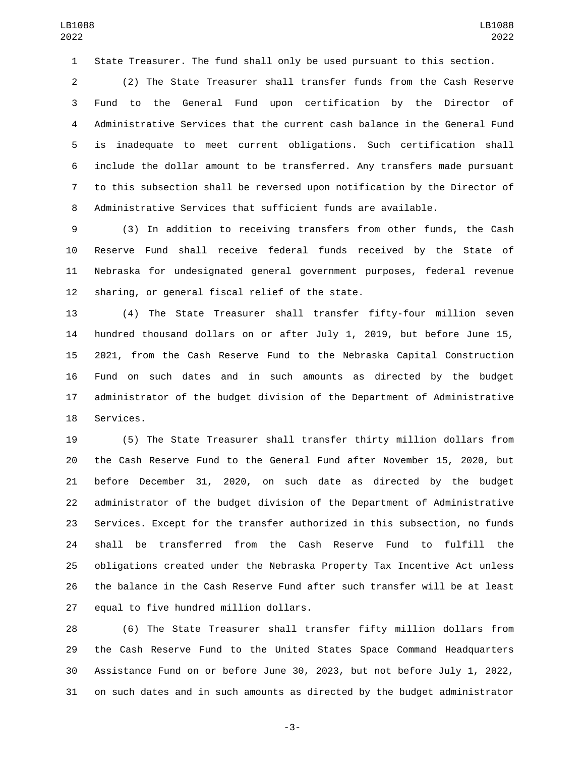State Treasurer. The fund shall only be used pursuant to this section.

(2) The State Treasurer shall transfer funds from the Cash Reserve Fund to the General Fund upon certification by the Director of Administrative Services that the current cash balance in the General Fund is inadequate to meet current obligations. Such certification shall include the dollar amount to be transferred. Any transfers made pursuant to this subsection shall be reversed upon notification by the Director of Administrative Services that sufficient funds are available.

(3) In addition to receiving transfers from other funds, the Cash Reserve Fund shall receive federal funds received by the State of Nebraska for undesignated general government purposes, federal revenue sharing, or general fiscal relief of the state.

(4) The State Treasurer shall transfer fifty-four million seven hundred thousand dollars on or after July 1, 2019, but before June 15, 2021, from the Cash Reserve Fund to the Nebraska Capital Construction Fund on such dates and in such amounts as directed by the budget administrator of the budget division of the Department of Administrative Services.

(5) The State Treasurer shall transfer thirty million dollars from the Cash Reserve Fund to the General Fund after November 15, 2020, but before December 31, 2020, on such date as directed by the budget administrator of the budget division of the Department of Administrative Services. Except for the transfer authorized in this subsection, no funds shall be transferred from the Cash Reserve Fund to fulfill the obligations created under the Nebraska Property Tax Incentive Act unless the balance in the Cash Reserve Fund after such transfer will be at least equal to five hundred million dollars.

(6) The State Treasurer shall transfer fifty million dollars from the Cash Reserve Fund to the United States Space Command Headquarters Assistance Fund on or before June 30, 2023, but not before July 1, 2022, on such dates and in such amounts as directed by the budget administrator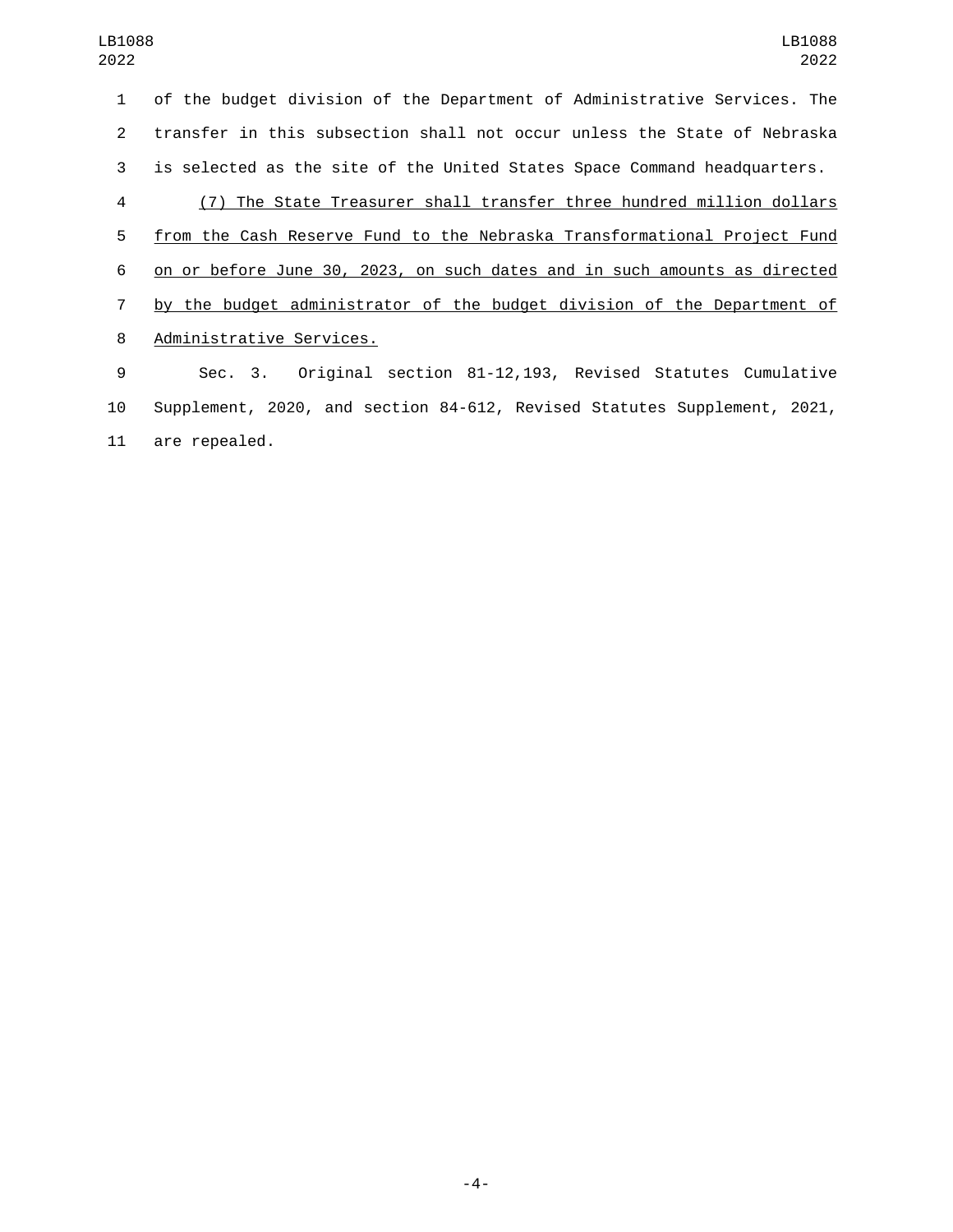of the budget division of the Department of Administrative Services. The transfer in this subsection shall not occur unless the State of Nebraska is selected as the site of the United States Space Command headquarters.

(7) The State Treasurer shall transfer three hundred million dollars from the Cash Reserve Fund to the Nebraska Transformational Project Fund on or before June 30, 2023, on such dates and in such amounts as directed by the budget administrator of the budget division of the Department of Administrative Services.

Sec. 3. Original section 81-12,193, Revised Statutes Cumulative Supplement, 2020, and section 84-612, Revised Statutes Supplement, 2021, are repealed.